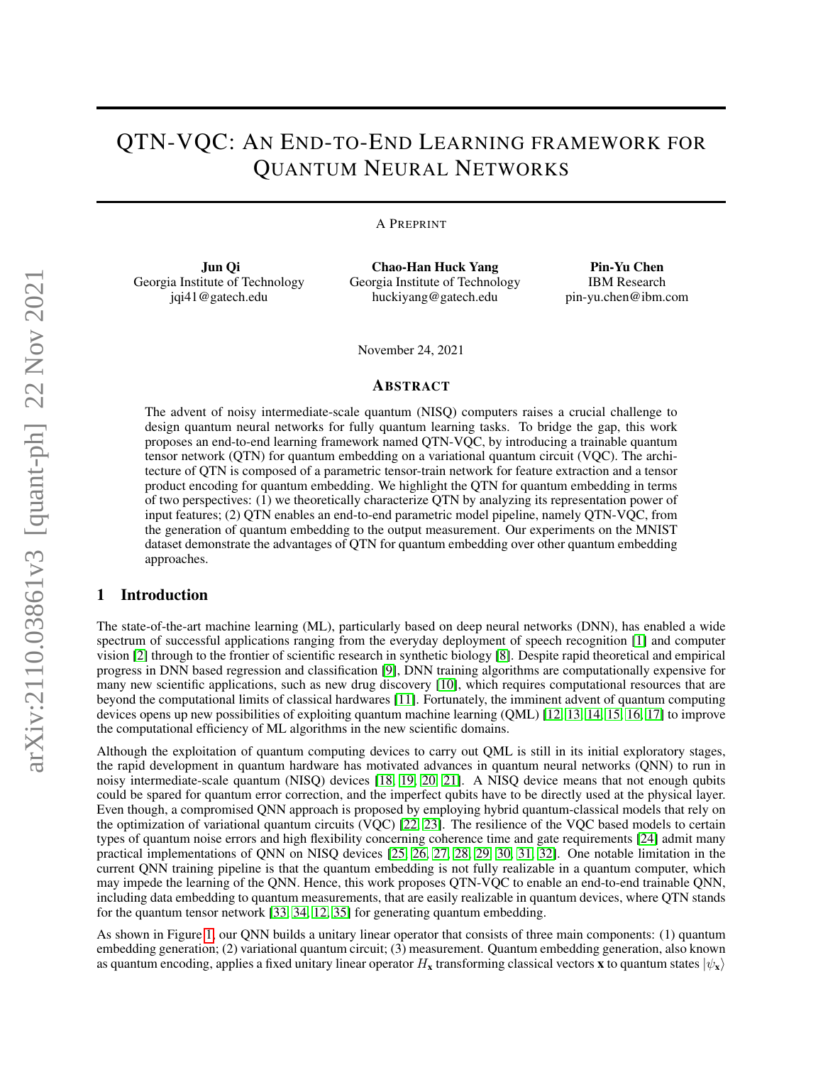# QTN-VQC: An End-to-End Learning framework for Quantum Neural Networks

A Preprint

**Jun Qi**
Georgia Institute of Technology
jqi41@gatech.edu

**Chao-Han Huck Yang**
Georgia Institute of Technology
huckiyang@gatech.edu

**Pin-Yu Chen**
IBM Research
pin-yu.chen@ibm.com

November 24, 2021

## Abstract

The advent of noisy intermediate-scale quantum (NISQ) computers raises a crucial challenge to design quantum neural networks for fully quantum learning tasks. To bridge the gap, this work proposes an end-to-end learning framework named QTN-VQC, by introducing a trainable quantum tensor network (QTN) for quantum embedding on a variational quantum circuit (VQC). The architecture of QTN is composed of a parametric tensor-train network for feature extraction and a tensor product encoding for quantum embedding. We highlight the QTN for quantum embedding in terms of two perspectives: (1) we theoretically characterize QTN by analyzing its representation power of input features; (2) QTN enables an end-to-end parametric model pipeline, namely QTN-VQC, from the generation of quantum embedding to the output measurement. Our experiments on the MNIST dataset demonstrate the advantages of QTN for quantum embedding over other quantum embedding approaches.

## 1 Introduction

The state-of-the-art machine learning (ML), particularly based on deep neural networks (DNN), has enabled a wide spectrum of successful applications ranging from the everyday deployment of speech recognition [1] and computer vision [2] through to the frontier of scientific research in synthetic biology [8]. Despite rapid theoretical and empirical progress in DNN based regression and classification [9], DNN training algorithms are computationally expensive for many new scientific applications, such as new drug discovery [10], which requires computational resources that are beyond the computational limits of classical hardwares [11]. Fortunately, the imminent advent of quantum computing devices opens up new possibilities of exploiting quantum machine learning (QML) [12, 13, 14, 15, 16, 17] to improve the computational efficiency of ML algorithms in the new scientific domains.

Although the exploitation of quantum computing devices to carry out QML is still in its initial exploratory stages, the rapid development in quantum hardware has motivated advances in quantum neural networks (QNN) to run in noisy intermediate-scale quantum (NISQ) devices [18, 19, 20, 21]. A NISQ device means that not enough qubits could be spared for quantum error correction, and the imperfect qubits have to be directly used at the physical layer. Even though, a compromised QNN approach is proposed by employing hybrid quantum-classical models that rely on the optimization of variational quantum circuits (VQC) [22, 23]. The resilience of the VQC based models to certain types of quantum noise errors and high flexibility concerning coherence time and gate requirements [24] admit many practical implementations of QNN on NISQ devices [25, 26, 27, 28, 29, 30, 31, 32]. One notable limitation in the current QNN training pipeline is that the quantum embedding is not fully realizable in a quantum computer, which may impede the learning of the QNN. Hence, this work proposes QTN-VQC to enable an end-to-end trainable QNN, including data embedding to quantum measurements, that are easily realizable in quantum devices, where QTN stands for the quantum tensor network [33, 34, 12, 35] for generating quantum embedding.

As shown in Figure 1, our QNN builds a unitary linear operator that consists of three main components: (1) quantum embedding generation; (2) variational quantum circuit; (3) measurement. Quantum embedding generation, also known as quantum encoding, applies a fixed unitary linear operator $H_{\mathbf{x}}$ transforming classical vectors $\mathbf{x}$ to quantum states $|\psi_{\mathbf{x}}\rangle$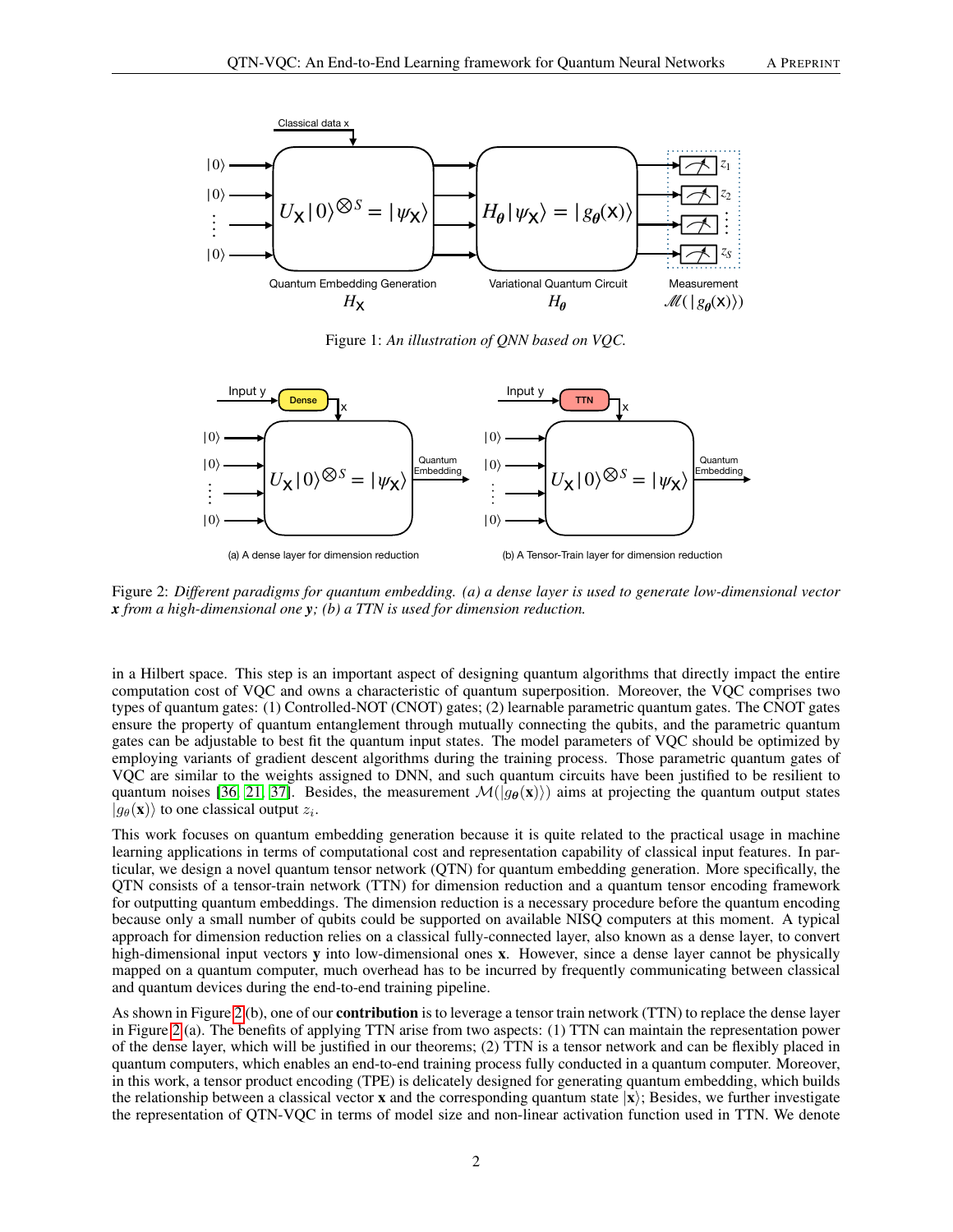Figure 1: *An illustration of QNN based on VQC.*

Figure 2: *Different paradigms for quantum embedding. (a) a dense layer is used to generate low-dimensional vector* $\mathbf{x}$ *from a high-dimensional one* $\mathbf{y}$*; (b) a TTN is used for dimension reduction.*

in a Hilbert space. This step is an important aspect of designing quantum algorithms that directly impact the entire computation cost of VQC and owns a characteristic of quantum superposition. Moreover, the VQC comprises two types of quantum gates: (1) Controlled-NOT (CNOT) gates; (2) learnable parametric quantum gates. The CNOT gates ensure the property of quantum entanglement through mutually connecting the qubits, and the parametric quantum gates can be adjustable to best fit the quantum input states. The model parameters of VQC should be optimized by employing variants of gradient descent algorithms during the training process. Those parametric quantum gates of VQC are similar to the weights assigned to DNN, and such quantum circuits have been justified to be resilient to quantum noises [36, 21, 37]. Besides, the measurement $\mathcal{M}(|g_{\theta}(\mathbf{x})\rangle)$ aims at projecting the quantum output states $|g_{\theta}(\mathbf{x})\rangle$ to one classical output $z_i$.

This work focuses on quantum embedding generation because it is quite related to the practical usage in machine learning applications in terms of computational cost and representation capability of classical input features. In particular, we design a novel quantum tensor network (QTN) for quantum embedding generation. More specifically, the QTN consists of a tensor-train network (TTN) for dimension reduction and a quantum tensor encoding framework for outputting quantum embeddings. The dimension reduction is a necessary procedure before the quantum encoding because only a small number of qubits could be supported on available NISQ computers at this moment. A typical approach for dimension reduction relies on a classical fully-connected layer, also known as a dense layer, to convert high-dimensional input vectors $\mathbf{y}$ into low-dimensional ones $\mathbf{x}$. However, since a dense layer cannot be physically mapped on a quantum computer, much overhead has to be incurred by frequently communicating between classical and quantum devices during the end-to-end training pipeline.

As shown in Figure 2(b), one of our **contribution** is to leverage a tensor train network (TTN) to replace the dense layer in Figure 2(a). The benefits of applying TTN arise from two aspects: (1) TTN can maintain the representation power of the dense layer, which will be justified in our theorems; (2) TTN is a tensor network and can be flexibly placed in quantum computers, which enables an end-to-end training process fully conducted in a quantum computer. Moreover, in this work, a tensor product encoding (TPE) is delicately designed for generating quantum embedding, which builds the relationship between a classical vector $\mathbf{x}$ and the corresponding quantum state $|\mathbf{x}\rangle$; Besides, we further investigate the representation of QTN-VQC in terms of model size and non-linear activation function used in TTN. We denote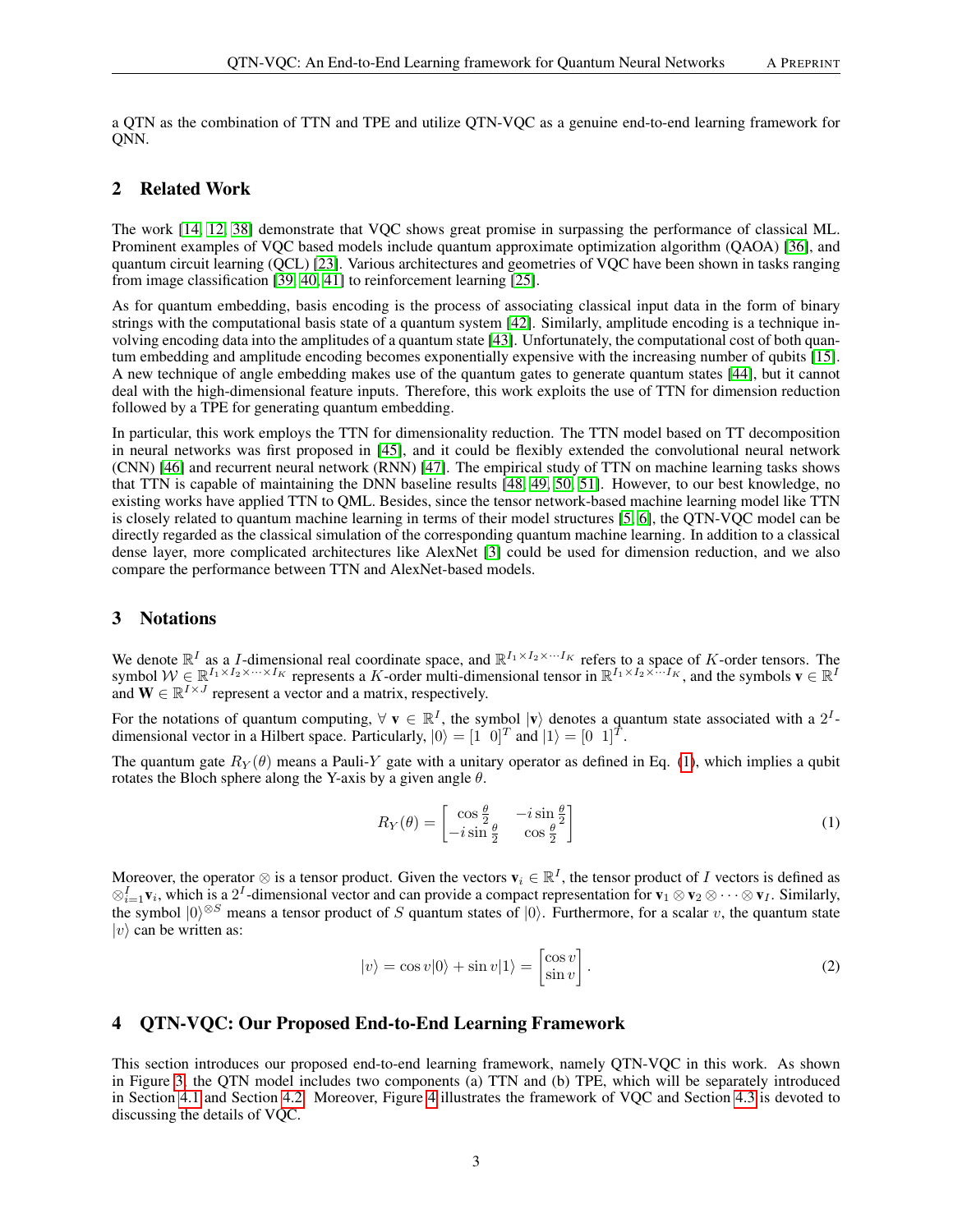a QTN as the combination of TTN and TPE and utilize QTN-VQC as a genuine end-to-end learning framework for QNN.

## 2 Related Work

The work [14, 12, 38] demonstrate that VQC shows great promise in surpassing the performance of classical ML. Prominent examples of VQC based models include quantum approximate optimization algorithm (QAOA) [36], and quantum circuit learning (QCL) [23]. Various architectures and geometries of VQC have been shown in tasks ranging from image classification [39, 40, 41] to reinforcement learning [25].

As for quantum embedding, basis encoding is the process of associating classical input data in the form of binary strings with the computational basis state of a quantum system [42]. Similarly, amplitude encoding is a technique involving encoding data into the amplitudes of a quantum state [43]. Unfortunately, the computational cost of both quantum embedding and amplitude encoding becomes exponentially expensive with the increasing number of qubits [15]. A new technique of angle embedding makes use of the quantum gates to generate quantum states [44], but it cannot deal with the high-dimensional feature inputs. Therefore, this work exploits the use of TTN for dimension reduction followed by a TPE for generating quantum embedding.

In particular, this work employs the TTN for dimensionality reduction. The TTN model based on TT decomposition in neural networks was first proposed in [45], and it could be flexibly extended the convolutional neural network (CNN) [46] and recurrent neural network (RNN) [47]. The empirical study of TTN on machine learning tasks shows that TTN is capable of maintaining the DNN baseline results [48, 49, 50, 51]. However, to our best knowledge, no existing works have applied TTN to QML. Besides, since the tensor network-based machine learning model like TTN is closely related to quantum machine learning in terms of their model structures [5, 6], the QTN-VQC model can be directly regarded as the classical simulation of the corresponding quantum machine learning. In addition to a classical dense layer, more complicated architectures like AlexNet [3] could be used for dimension reduction, and we also compare the performance between TTN and AlexNet-based models.

## 3 Notations

We denote $\mathbb{R}^I$ as a $I$-dimensional real coordinate space, and $\mathbb{R}^{I_1 \times I_2 \times \cdots \times I_K}$ refers to a space of $K$-order tensors. The symbol $\mathcal{W} \in \mathbb{R}^{I_1 \times I_2 \times \cdots \times I_K}$ represents a $K$-order multi-dimensional tensor in $\mathbb{R}^{I_1 \times I_2 \times \cdots \times I_K}$, and the symbols $\mathbf{v} \in \mathbb{R}^I$ and $\mathbf{W} \in \mathbb{R}^{I \times J}$ represent a vector and a matrix, respectively.

For the notations of quantum computing, $\forall$ $\mathbf{v} \in \mathbb{R}^I$, the symbol $|\mathbf{v}\rangle$ denotes a quantum state associated with a $2^I$-dimensional vector in a Hilbert space. Particularly, $|0\rangle = [1 \;\; 0]^T$ and $|1\rangle = [0 \;\; 1]^T$.

The quantum gate $R_Y(\theta)$ means a Pauli-$Y$ gate with a unitary operator as defined in Eq. (1), which implies a qubit rotates the Bloch sphere along the Y-axis by a given angle $\theta$.

$$R_Y(\theta) = \begin{bmatrix} \cos\frac{\theta}{2} & -i\sin\frac{\theta}{2} \\ -i\sin\frac{\theta}{2} & \cos\frac{\theta}{2} \end{bmatrix} \tag{1}$$

Moreover, the operator $\otimes$ is a tensor product. Given the vectors $\mathbf{v}_i \in \mathbb{R}^I$, the tensor product of $I$ vectors is defined as $\otimes_{i=1}^{I}\mathbf{v}_i$, which is a $2^I$-dimensional vector and can provide a compact representation for $\mathbf{v}_1 \otimes \mathbf{v}_2 \otimes \cdots \otimes \mathbf{v}_I$. Similarly, the symbol $|0\rangle^{\otimes S}$ means a tensor product of $S$ quantum states of $|0\rangle$. Furthermore, for a scalar $v$, the quantum state $|v\rangle$ can be written as:

$$|v\rangle = \cos v|0\rangle + \sin v|1\rangle = \begin{bmatrix} \cos v \\ \sin v \end{bmatrix}. \tag{2}$$

## 4 QTN-VQC: Our Proposed End-to-End Learning Framework

This section introduces our proposed end-to-end learning framework, namely QTN-VQC in this work. As shown in Figure 3, the QTN model includes two components (a) TTN and (b) TPE, which will be separately introduced in Section 4.1 and Section 4.2. Moreover, Figure 4 illustrates the framework of VQC and Section 4.3 is devoted to discussing the details of VQC.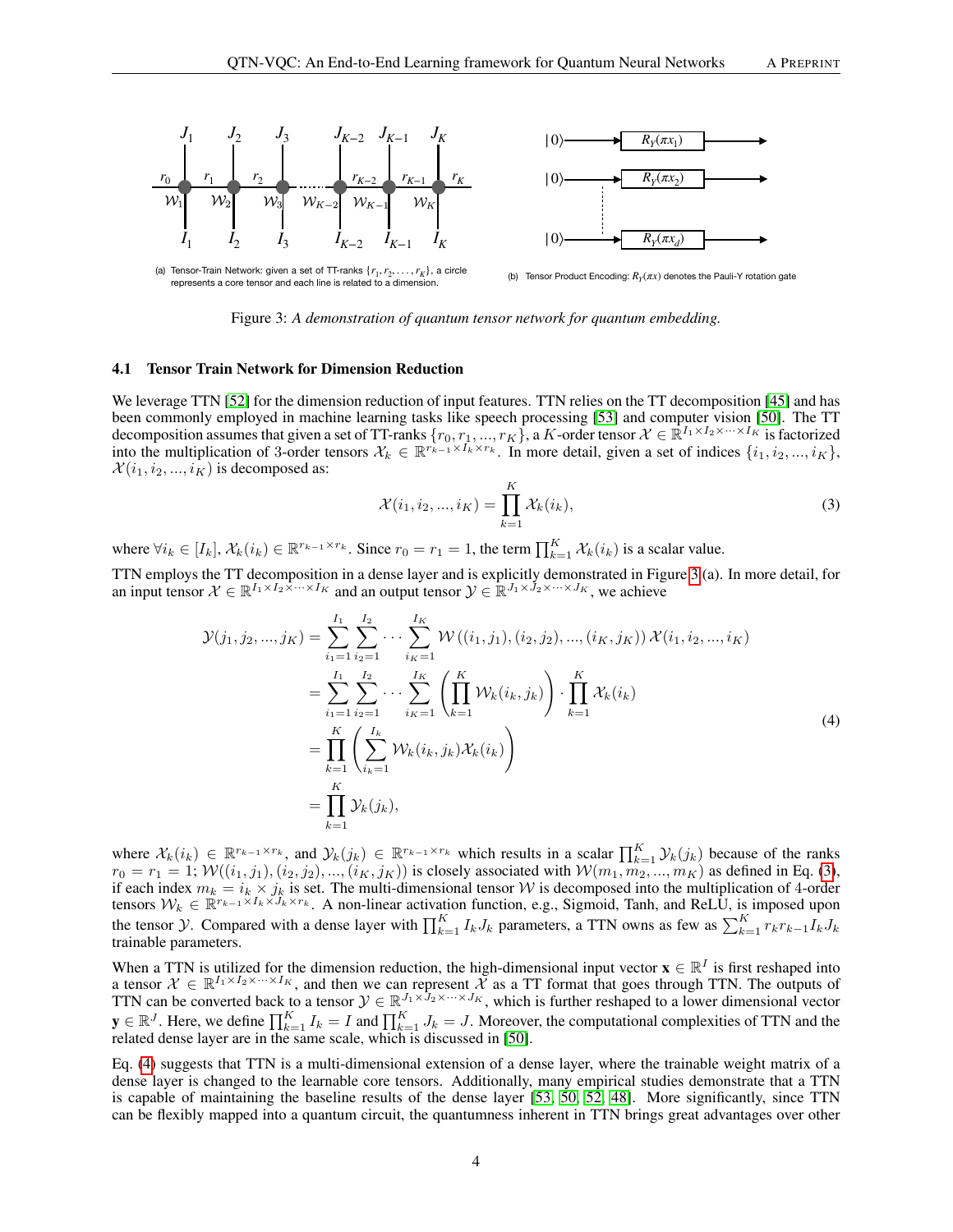(a) Tensor-Train Network: given a set of TT-ranks $\{r_1, r_2, \ldots, r_K\}$, a circle represents a core tensor and each line is related to a dimension.

(b) Tensor Product Encoding: $R_Y(\pi x)$ denotes the Pauli-Y rotation gate

Figure 3: *A demonstration of quantum tensor network for quantum embedding.*

### 4.1 Tensor Train Network for Dimension Reduction

We leverage TTN [52] for the dimension reduction of input features. TTN relies on the TT decomposition [45] and has been commonly employed in machine learning tasks like speech processing [53] and computer vision [50]. The TT decomposition assumes that given a set of TT-ranks $\{r_0, r_1, ..., r_K\}$, a $K$-order tensor $\mathcal{X} \in \mathbb{R}^{I_1 \times I_2 \times \cdots \times I_K}$ is factorized into the multiplication of 3-order tensors $\mathcal{X}_k \in \mathbb{R}^{r_{k-1} \times I_k \times r_k}$. In more detail, given a set of indices $\{i_1, i_2, ..., i_K\}$, $\mathcal{X}(i_1, i_2, ..., i_K)$ is decomposed as:

$$\mathcal{X}(i_1, i_2, ..., i_K) = \prod_{k=1}^{K} \mathcal{X}_k(i_k), \tag{3}$$

where $\forall i_k \in [I_k]$, $\mathcal{X}_k(i_k) \in \mathbb{R}^{r_{k-1} \times r_k}$. Since $r_0 = r_1 = 1$, the term $\prod_{k=1}^{K} \mathcal{X}_k(i_k)$ is a scalar value.

TTN employs the TT decomposition in a dense layer and is explicitly demonstrated in Figure 3(a). In more detail, for an input tensor $\mathcal{X} \in \mathbb{R}^{I_1 \times I_2 \times \cdots \times I_K}$ and an output tensor $\mathcal{Y} \in \mathbb{R}^{J_1 \times J_2 \times \cdots \times J_K}$, we achieve

$$\begin{aligned}
\mathcal{Y}(j_1, j_2, ..., j_K) &= \sum_{i_1=1}^{I_1} \sum_{i_2=1}^{I_2} \cdots \sum_{i_K=1}^{I_K} \mathcal{W}\left((i_1, j_1), (i_2, j_2), ..., (i_K, j_K)\right) \mathcal{X}(i_1, i_2, ..., i_K) \\
&= \sum_{i_1=1}^{I_1} \sum_{i_2=1}^{I_2} \cdots \sum_{i_K=1}^{I_K} \left( \prod_{k=1}^{K} \mathcal{W}_k(i_k, j_k) \right) \cdot \prod_{k=1}^{K} \mathcal{X}_k(i_k) \\
&= \prod_{k=1}^{K} \left( \sum_{i_k=1}^{I_k} \mathcal{W}_k(i_k, j_k) \mathcal{X}_k(i_k) \right) \\
&= \prod_{k=1}^{K} \mathcal{Y}_k(j_k),
\end{aligned} \tag{4}$$

where $\mathcal{X}_k(i_k) \in \mathbb{R}^{r_{k-1} \times r_k}$, and $\mathcal{Y}_k(j_k) \in \mathbb{R}^{r_{k-1} \times r_k}$ which results in a scalar $\prod_{k=1}^{K} \mathcal{Y}_k(j_k)$ because of the ranks $r_0 = r_1 = 1$; $\mathcal{W}((i_1, j_1), (i_2, j_2), ..., (i_K, j_K))$ is closely associated with $\mathcal{W}(m_1, m_2, ..., m_K)$ as defined in Eq. (3), if each index $m_k = i_k \times j_k$ is set. The multi-dimensional tensor $\mathcal{W}$ is decomposed into the multiplication of 4-order tensors $\mathcal{W}_k \in \mathbb{R}^{r_{k-1} \times I_k \times J_k \times r_k}$. A non-linear activation function, e.g., Sigmoid, Tanh, and ReLU, is imposed upon the tensor $\mathcal{Y}$. Compared with a dense layer with $\prod_{k=1}^{K} I_k J_k$ parameters, a TTN owns as few as $\sum_{k=1}^{K} r_k r_{k-1} I_k J_k$ trainable parameters.

When a TTN is utilized for the dimension reduction, the high-dimensional input vector $\mathbf{x} \in \mathbb{R}^I$ is first reshaped into a tensor $\mathcal{X} \in \mathbb{R}^{I_1 \times I_2 \times \cdots \times I_K}$, and then we can represent $\mathcal{X}$ as a TT format that goes through TTN. The outputs of TTN can be converted back to a tensor $\mathcal{Y} \in \mathbb{R}^{J_1 \times J_2 \times \cdots \times J_K}$, which is further reshaped to a lower dimensional vector $\mathbf{y} \in \mathbb{R}^J$. Here, we define $\prod_{k=1}^{K} I_k = I$ and $\prod_{k=1}^{K} J_k = J$. Moreover, the computational complexities of TTN and the related dense layer are in the same scale, which is discussed in [50].

Eq. (4) suggests that TTN is a multi-dimensional extension of a dense layer, where the trainable weight matrix of a dense layer is changed to the learnable core tensors. Additionally, many empirical studies demonstrate that a TTN is capable of maintaining the baseline results of the dense layer [53, 50, 52, 48]. More significantly, since TTN can be flexibly mapped into a quantum circuit, the quantumness inherent in TTN brings great advantages over other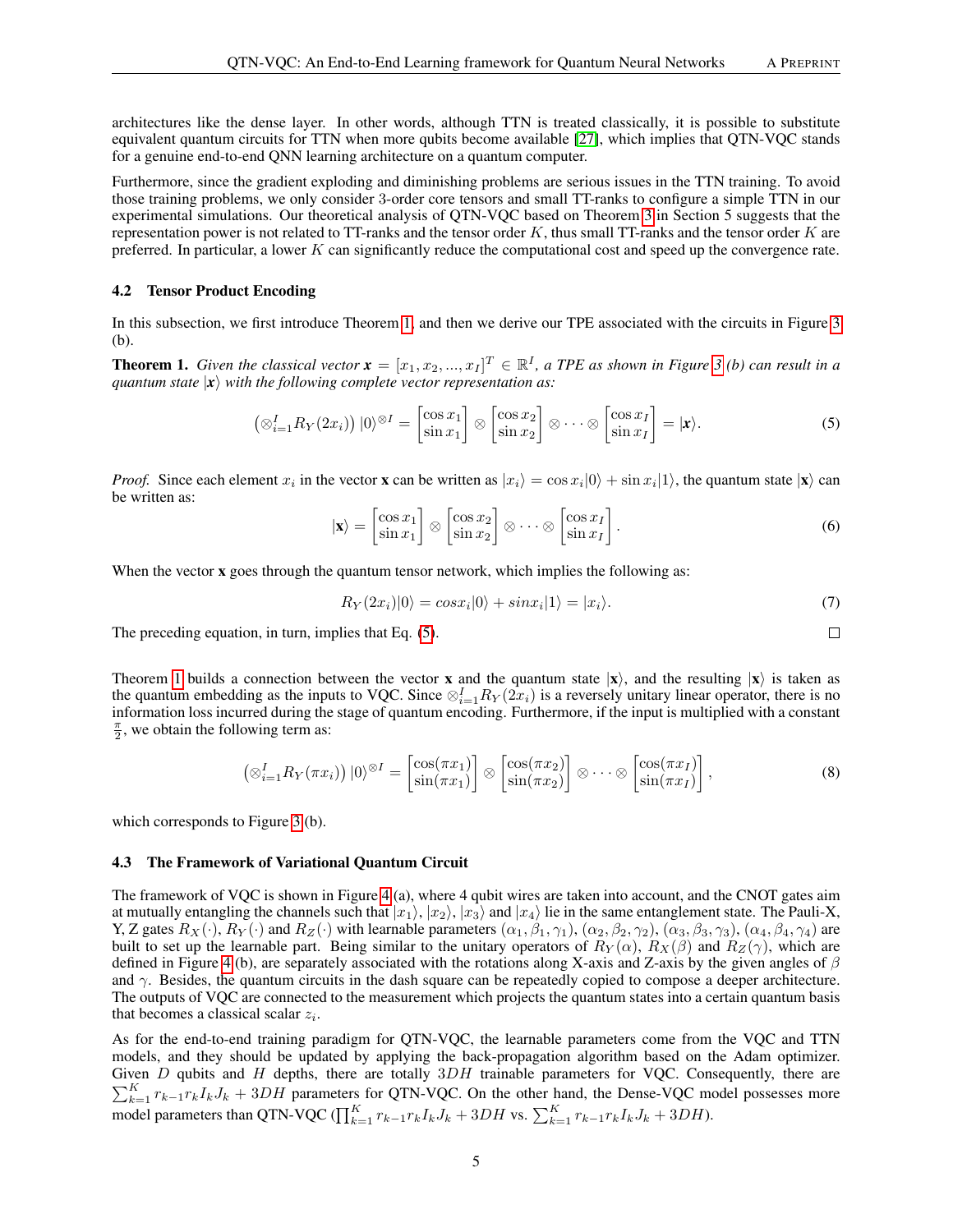architectures like the dense layer. In other words, although TTN is treated classically, it is possible to substitute equivalent quantum circuits for TTN when more qubits become available [27], which implies that QTN-VQC stands for a genuine end-to-end QNN learning architecture on a quantum computer.

Furthermore, since the gradient exploding and diminishing problems are serious issues in the TTN training. To avoid those training problems, we only consider 3-order core tensors and small TT-ranks to configure a simple TTN in our experimental simulations. Our theoretical analysis of QTN-VQC based on Theorem 3 in Section 5 suggests that the representation power is not related to TT-ranks and the tensor order $K$, thus small TT-ranks and the tensor order $K$ are preferred. In particular, a lower $K$ can significantly reduce the computational cost and speed up the convergence rate.

### 4.2 Tensor Product Encoding

In this subsection, we first introduce Theorem 1, and then we derive our TPE associated with the circuits in Figure 3 (b).

**Theorem 1.** *Given the classical vector $\boldsymbol{x} = [x_1, x_2, ..., x_I]^T \in \mathbb{R}^I$, a TPE as shown in Figure 3 (b) can result in a quantum state $|\boldsymbol{x}\rangle$ with the following complete vector representation as:*

$$\left(\otimes_{i=1}^{I} R_Y(2x_i)\right) |0\rangle^{\otimes I} = \begin{bmatrix} \cos x_1 \\ \sin x_1 \end{bmatrix} \otimes \begin{bmatrix} \cos x_2 \\ \sin x_2 \end{bmatrix} \otimes \cdots \otimes \begin{bmatrix} \cos x_I \\ \sin x_I \end{bmatrix} = |\boldsymbol{x}\rangle. \tag{5}$$

*Proof.* Since each element $x_i$ in the vector **x** can be written as $|x_i\rangle = \cos x_i|0\rangle + \sin x_i|1\rangle$, the quantum state $|\mathbf{x}\rangle$ can be written as:

$$|\mathbf{x}\rangle = \begin{bmatrix} \cos x_1 \\ \sin x_1 \end{bmatrix} \otimes \begin{bmatrix} \cos x_2 \\ \sin x_2 \end{bmatrix} \otimes \cdots \otimes \begin{bmatrix} \cos x_I \\ \sin x_I \end{bmatrix}. \tag{6}$$

When the vector **x** goes through the quantum tensor network, which implies the following as:

$$R_Y(2x_i)|0\rangle = cos x_i|0\rangle + sin x_i|1\rangle = |x_i\rangle. \tag{7}$$

The preceding equation, in turn, implies that Eq. (5). ◻

Theorem 1 builds a connection between the vector **x** and the quantum state $|\mathbf{x}\rangle$, and the resulting $|\mathbf{x}\rangle$ is taken as the quantum embedding as the inputs to VQC. Since $\otimes_{i=1}^{I} R_Y(2x_i)$ is a reversely unitary linear operator, there is no information loss incurred during the stage of quantum encoding. Furthermore, if the input is multiplied with a constant $\frac{\pi}{2}$, we obtain the following term as:

$$\left(\otimes_{i=1}^{I} R_Y(\pi x_i)\right) |0\rangle^{\otimes I} = \begin{bmatrix} \cos(\pi x_1) \\ \sin(\pi x_1) \end{bmatrix} \otimes \begin{bmatrix} \cos(\pi x_2) \\ \sin(\pi x_2) \end{bmatrix} \otimes \cdots \otimes \begin{bmatrix} \cos(\pi x_I) \\ \sin(\pi x_I) \end{bmatrix}, \tag{8}$$

which corresponds to Figure 3 (b).

### 4.3 The Framework of Variational Quantum Circuit

The framework of VQC is shown in Figure 4 (a), where 4 qubit wires are taken into account, and the CNOT gates aim at mutually entangling the channels such that $|x_1\rangle$, $|x_2\rangle$, $|x_3\rangle$ and $|x_4\rangle$ lie in the same entanglement state. The Pauli-X, Y, Z gates $R_X(\cdot)$, $R_Y(\cdot)$ and $R_Z(\cdot)$ with learnable parameters $(\alpha_1, \beta_1, \gamma_1)$, $(\alpha_2, \beta_2, \gamma_2)$, $(\alpha_3, \beta_3, \gamma_3)$, $(\alpha_4, \beta_4, \gamma_4)$ are built to set up the learnable part. Being similar to the unitary operators of $R_Y(\alpha)$, $R_X(\beta)$ and $R_Z(\gamma)$, which are defined in Figure 4 (b), are separately associated with the rotations along X-axis and Z-axis by the given angles of $\beta$ and $\gamma$. Besides, the quantum circuits in the dash square can be repeatedly copied to compose a deeper architecture. The outputs of VQC are connected to the measurement which projects the quantum states into a certain quantum basis that becomes a classical scalar $z_i$.

As for the end-to-end training paradigm for QTN-VQC, the learnable parameters come from the VQC and TTN models, and they should be updated by applying the back-propagation algorithm based on the Adam optimizer. Given $D$ qubits and $H$ depths, there are totally $3DH$ trainable parameters for VQC. Consequently, there are $\sum_{k=1}^{K} r_{k-1}r_k I_k J_k + 3DH$ parameters for QTN-VQC. On the other hand, the Dense-VQC model possesses more model parameters than QTN-VQC ($\prod_{k=1}^{K} r_{k-1}r_k I_k J_k + 3DH$ vs. $\sum_{k=1}^{K} r_{k-1}r_k I_k J_k + 3DH$).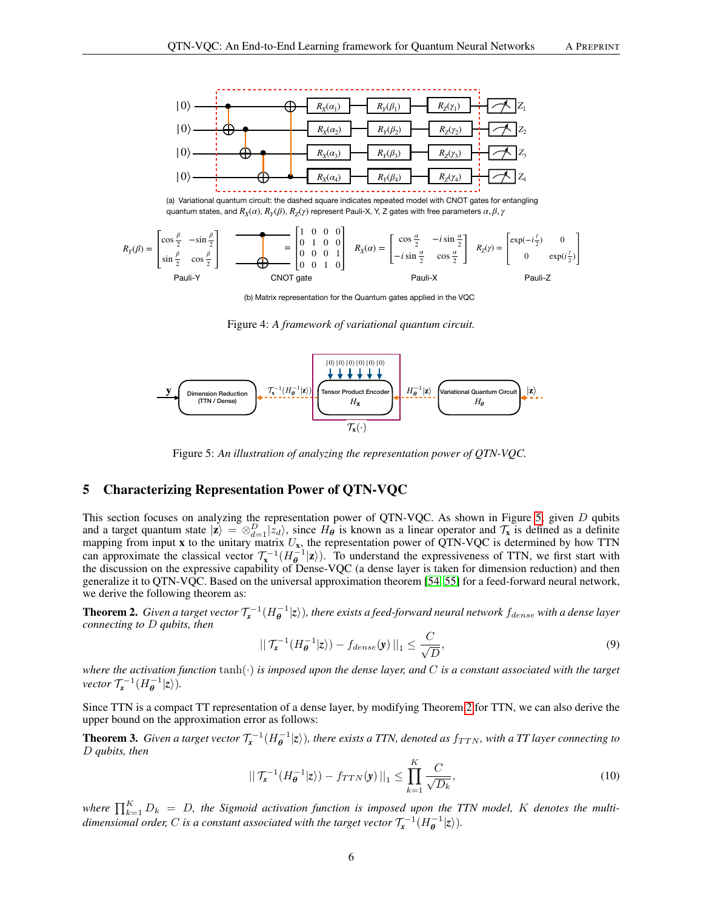(a) Variational quantum circuit: the dashed square indicates repeated model with CNOT gates for entangling quantum states, and $R_X(\alpha)$, $R_Y(\beta)$, $R_Z(\gamma)$ represent Pauli-X, Y, Z gates with free parameters $\alpha, \beta, \gamma$

$$R_Y(\beta) = \begin{bmatrix} \cos\frac{\beta}{2} & -\sin\frac{\beta}{2} \\ \sin\frac{\beta}{2} & \cos\frac{\beta}{2} \end{bmatrix} \quad \text{CNOT} = \begin{bmatrix} 1 & 0 & 0 & 0 \\ 0 & 1 & 0 & 0 \\ 0 & 0 & 0 & 1 \\ 0 & 0 & 1 & 0 \end{bmatrix} \quad R_X(\alpha) = \begin{bmatrix} \cos\frac{\alpha}{2} & -i\sin\frac{\alpha}{2} \\ -i\sin\frac{\alpha}{2} & \cos\frac{\alpha}{2} \end{bmatrix} \quad R_Z(\gamma) = \begin{bmatrix} \exp(-i\frac{\gamma}{2}) & 0 \\ 0 & \exp(i\frac{\gamma}{2}) \end{bmatrix}$$

Pauli-Y, CNOT gate, Pauli-X, Pauli-Z

(b) Matrix representation for the Quantum gates applied in the VQC

Figure 4: *A framework of variational quantum circuit.*

Figure 5: *An illustration of analyzing the representation power of QTN-VQC.*

## 5 Characterizing Representation Power of QTN-VQC

This section focuses on analyzing the representation power of QTN-VQC. As shown in Figure 5, given $D$ qubits and a target quantum state $|\mathbf{z}\rangle = \otimes_{d=1}^{D} |z_d\rangle$, since $H_{\boldsymbol{\theta}}$ is known as a linear operator and $\mathcal{T}_{\mathbf{x}}$ is defined as a definite mapping from input $\mathbf{x}$ to the unitary matrix $U_{\mathbf{x}}$, the representation power of QTN-VQC is determined by how TTN can approximate the classical vector $\mathcal{T}_{\mathbf{x}}^{-1}(H_{\boldsymbol{\theta}}^{-1}|\mathbf{z}\rangle)$. To understand the expressiveness of TTN, we first start with the discussion on the expressive capability of Dense-VQC (a dense layer is taken for dimension reduction) and then generalize it to QTN-VQC. Based on the universal approximation theorem [54, 55] for a feed-forward neural network, we derive the following theorem as:

**Theorem 2.** *Given a target vector $\mathcal{T}_{\mathbf{x}}^{-1}(H_{\boldsymbol{\theta}}^{-1}|\mathbf{z}\rangle)$, there exists a feed-forward neural network $f_{dense}$ with a dense layer connecting to $D$ qubits, then*

$$|| \, \mathcal{T}_{\mathbf{x}}^{-1}(H_{\boldsymbol{\theta}}^{-1}|\mathbf{z}\rangle) - f_{dense}(\mathbf{y}) \, ||_1 \leq \frac{C}{\sqrt{D}}, \tag{9}$$

*where the activation function $\tanh(\cdot)$ is imposed upon the dense layer, and $C$ is a constant associated with the target vector $\mathcal{T}_{\mathbf{x}}^{-1}(H_{\boldsymbol{\theta}}^{-1}|\mathbf{z}\rangle)$.*

Since TTN is a compact TT representation of a dense layer, by modifying Theorem 2 for TTN, we can also derive the upper bound on the approximation error as follows:

**Theorem 3.** *Given a target vector $\mathcal{T}_{\mathbf{x}}^{-1}(H_{\boldsymbol{\theta}}^{-1}|\mathbf{z}\rangle)$, there exists a TTN, denoted as $f_{TTN}$, with a TT layer connecting to $D$ qubits, then*

$$|| \, \mathcal{T}_{\mathbf{x}}^{-1}(H_{\boldsymbol{\theta}}^{-1}|\mathbf{z}\rangle) - f_{TTN}(\mathbf{y}) \, ||_1 \leq \prod_{k=1}^{K} \frac{C}{\sqrt{D_k}}, \tag{10}$$

*where $\prod_{k=1}^{K} D_k = D$, the Sigmoid activation function is imposed upon the TTN model, $K$ denotes the multi-dimensional order, $C$ is a constant associated with the target vector $\mathcal{T}_{\mathbf{x}}^{-1}(H_{\boldsymbol{\theta}}^{-1}|\mathbf{z}\rangle)$.*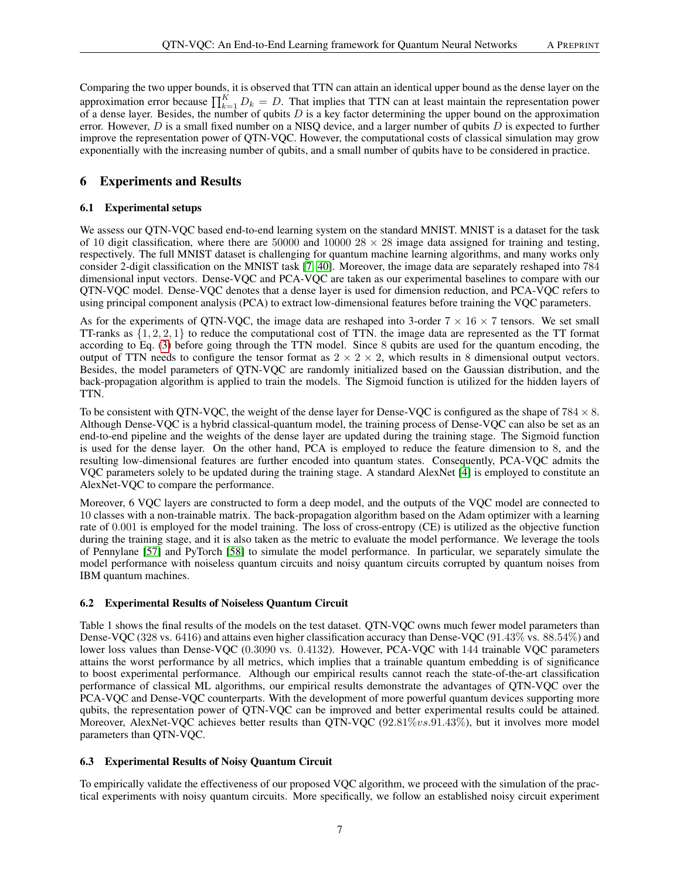Comparing the two upper bounds, it is observed that TTN can attain an identical upper bound as the dense layer on the approximation error because $\prod_{k=1}^{K} D_k = D$. That implies that TTN can at least maintain the representation power of a dense layer. Besides, the number of qubits $D$ is a key factor determining the upper bound on the approximation error. However, $D$ is a small fixed number on a NISQ device, and a larger number of qubits $D$ is expected to further improve the representation power of QTN-VQC. However, the computational costs of classical simulation may grow exponentially with the increasing number of qubits, and a small number of qubits have to be considered in practice.

## 6 Experiments and Results

### 6.1 Experimental setups

We assess our QTN-VQC based end-to-end learning system on the standard MNIST. MNIST is a dataset for the task of 10 digit classification, where there are 50000 and 10000 $28 \times 28$ image data assigned for training and testing, respectively. The full MNIST dataset is challenging for quantum machine learning algorithms, and many works only consider 2-digit classification on the MNIST task [7, 40]. Moreover, the image data are separately reshaped into 784 dimensional input vectors. Dense-VQC and PCA-VQC are taken as our experimental baselines to compare with our QTN-VQC model. Dense-VQC denotes that a dense layer is used for dimension reduction, and PCA-VQC refers to using principal component analysis (PCA) to extract low-dimensional features before training the VQC parameters.

As for the experiments of QTN-VQC, the image data are reshaped into 3-order $7 \times 16 \times 7$ tensors. We set small TT-ranks as $\{1, 2, 2, 1\}$ to reduce the computational cost of TTN. the image data are represented as the TT format according to Eq. (3) before going through the TTN model. Since 8 qubits are used for the quantum encoding, the output of TTN needs to configure the tensor format as $2 \times 2 \times 2$, which results in 8 dimensional output vectors. Besides, the model parameters of QTN-VQC are randomly initialized based on the Gaussian distribution, and the back-propagation algorithm is applied to train the models. The Sigmoid function is utilized for the hidden layers of TTN.

To be consistent with QTN-VQC, the weight of the dense layer for Dense-VQC is configured as the shape of $784 \times 8$. Although Dense-VQC is a hybrid classical-quantum model, the training process of Dense-VQC can also be set as an end-to-end pipeline and the weights of the dense layer are updated during the training stage. The Sigmoid function is used for the dense layer. On the other hand, PCA is employed to reduce the feature dimension to 8, and the resulting low-dimensional features are further encoded into quantum states. Consequently, PCA-VQC admits the VQC parameters solely to be updated during the training stage. A standard AlexNet [4] is employed to constitute an AlexNet-VQC to compare the performance.

Moreover, 6 VQC layers are constructed to form a deep model, and the outputs of the VQC model are connected to 10 classes with a non-trainable matrix. The back-propagation algorithm based on the Adam optimizer with a learning rate of 0.001 is employed for the model training. The loss of cross-entropy (CE) is utilized as the objective function during the training stage, and it is also taken as the metric to evaluate the model performance. We leverage the tools of Pennylane [57] and PyTorch [58] to simulate the model performance. In particular, we separately simulate the model performance with noiseless quantum circuits and noisy quantum circuits corrupted by quantum noises from IBM quantum machines.

### 6.2 Experimental Results of Noiseless Quantum Circuit

Table 1 shows the final results of the models on the test dataset. QTN-VQC owns much fewer model parameters than Dense-VQC (328 vs. 6416) and attains even higher classification accuracy than Dense-VQC (91.43% vs. 88.54%) and lower loss values than Dense-VQC (0.3090 vs. 0.4132). However, PCA-VQC with 144 trainable VQC parameters attains the worst performance by all metrics, which implies that a trainable quantum embedding is of significance to boost experimental performance. Although our empirical results cannot reach the state-of-the-art classification performance of classical ML algorithms, our empirical results demonstrate the advantages of QTN-VQC over the PCA-VQC and Dense-VQC counterparts. With the development of more powerful quantum devices supporting more qubits, the representation power of QTN-VQC can be improved and better experimental results could be attained. Moreover, AlexNet-VQC achieves better results than QTN-VQC ($92.81\% vs. 91.43\%$), but it involves more model parameters than QTN-VQC.

### 6.3 Experimental Results of Noisy Quantum Circuit

To empirically validate the effectiveness of our proposed VQC algorithm, we proceed with the simulation of the practical experiments with noisy quantum circuits. More specifically, we follow an established noisy circuit experiment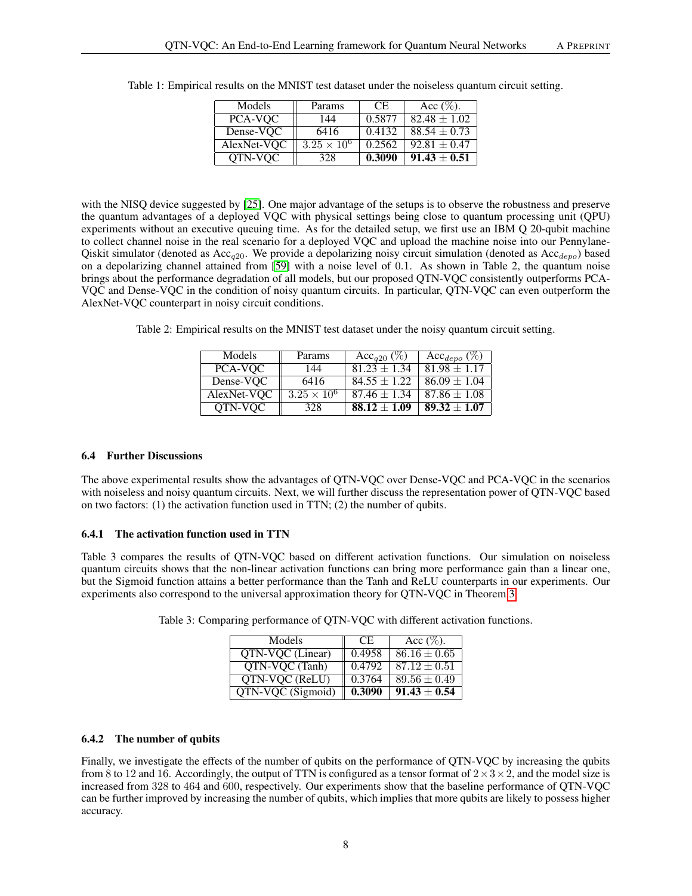Table 1: Empirical results on the MNIST test dataset under the noiseless quantum circuit setting.

| Models | Params | CE | Acc (%). |
|---|---|---|---|
| PCA-VQC | 144 | 0.5877 | $82.48 \pm 1.02$ |
| Dense-VQC | 6416 | 0.4132 | $88.54 \pm 0.73$ |
| AlexNet-VQC | $3.25 \times 10^6$ | 0.2562 | $92.81 \pm 0.47$ |
| QTN-VQC | 328 | **0.3090** | $\mathbf{91.43 \pm 0.51}$ |

with the NISQ device suggested by [25]. One major advantage of the setups is to observe the robustness and preserve the quantum advantages of a deployed VQC with physical settings being close to quantum processing unit (QPU) experiments without an executive queuing time. As for the detailed setup, we first use an IBM Q 20-qubit machine to collect channel noise in the real scenario for a deployed VQC and upload the machine noise into our Pennylane-Qiskit simulator (denoted as $\text{Acc}_{q20}$. We provide a depolarizing noisy circuit simulation (denoted as $\text{Acc}_{depo}$) based on a depolarizing channel attained from [59] with a noise level of $0.1$. As shown in Table 2, the quantum noise brings about the performance degradation of all models, but our proposed QTN-VQC consistently outperforms PCA-VQC and Dense-VQC in the condition of noisy quantum circuits. In particular, QTN-VQC can even outperform the AlexNet-VQC counterpart in noisy circuit conditions.

Table 2: Empirical results on the MNIST test dataset under the noisy quantum circuit setting.

| Models | Params | $\text{Acc}_{q20}$ (%) | $\text{Acc}_{depo}$ (%) |
|---|---|---|---|
| PCA-VQC | 144 | $81.23 \pm 1.34$ | $81.98 \pm 1.17$ |
| Dense-VQC | 6416 | $84.55 \pm 1.22$ | $86.09 \pm 1.04$ |
| AlexNet-VQC | $3.25 \times 10^6$ | $87.46 \pm 1.34$ | $87.86 \pm 1.08$ |
| QTN-VQC | 328 | $\mathbf{88.12 \pm 1.09}$ | $\mathbf{89.32 \pm 1.07}$ |

### 6.4 Further Discussions

The above experimental results show the advantages of QTN-VQC over Dense-VQC and PCA-VQC in the scenarios with noiseless and noisy quantum circuits. Next, we will further discuss the representation power of QTN-VQC based on two factors: (1) the activation function used in TTN; (2) the number of qubits.

#### 6.4.1 The activation function used in TTN

Table 3 compares the results of QTN-VQC based on different activation functions. Our simulation on noiseless quantum circuits shows that the non-linear activation functions can bring more performance gain than a linear one, but the Sigmoid function attains a better performance than the Tanh and ReLU counterparts in our experiments. Our experiments also correspond to the universal approximation theory for QTN-VQC in Theorem 3.

Table 3: Comparing performance of QTN-VQC with different activation functions.

| Models | CE | Acc (%). |
|---|---|---|
| QTN-VQC (Linear) | 0.4958 | $86.16 \pm 0.65$ |
| QTN-VQC (Tanh) | 0.4792 | $87.12 \pm 0.51$ |
| QTN-VQC (ReLU) | 0.3764 | $89.56 \pm 0.49$ |
| QTN-VQC (Sigmoid) | **0.3090** | $\mathbf{91.43 \pm 0.54}$ |

#### 6.4.2 The number of qubits

Finally, we investigate the effects of the number of qubits on the performance of QTN-VQC by increasing the qubits from $8$ to $12$ and $16$. Accordingly, the output of TTN is configured as a tensor format of $2 \times 3 \times 2$, and the model size is increased from $328$ to $464$ and $600$, respectively. Our experiments show that the baseline performance of QTN-VQC can be further improved by increasing the number of qubits, which implies that more qubits are likely to possess higher accuracy.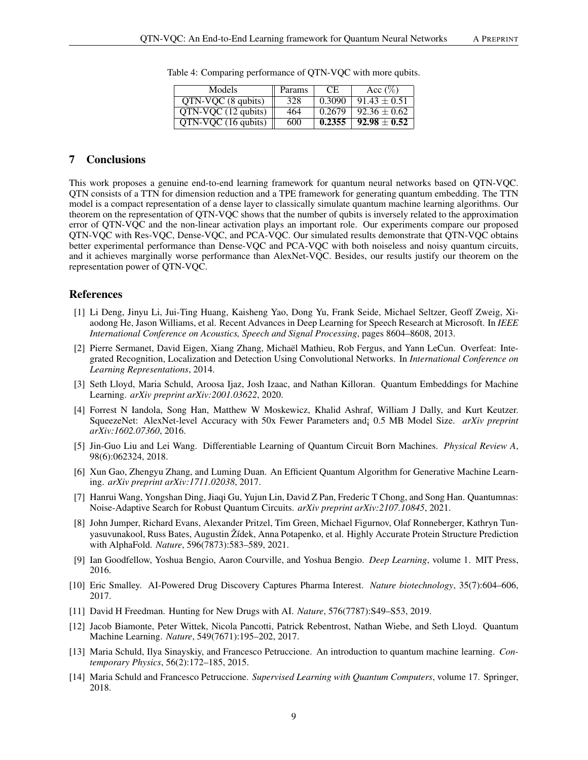Table 4: Comparing performance of QTN-VQC with more qubits.

| Models | Params | CE | Acc (%) |
| --- | --- | --- | --- |
| QTN-VQC (8 qubits) | 328 | 0.3090 | $91.43 \pm 0.51$ |
| QTN-VQC (12 qubits) | 464 | 0.2679 | $92.36 \pm 0.62$ |
| QTN-VQC (16 qubits) | 600 | **0.2355** | $\mathbf{92.98 \pm 0.52}$ |

## 7 Conclusions

This work proposes a genuine end-to-end learning framework for quantum neural networks based on QTN-VQC. QTN consists of a TTN for dimension reduction and a TPE framework for generating quantum embedding. The TTN model is a compact representation of a dense layer to classically simulate quantum machine learning algorithms. Our theorem on the representation of QTN-VQC shows that the number of qubits is inversely related to the approximation error of QTN-VQC and the non-linear activation plays an important role. Our experiments compare our proposed QTN-VQC with Res-VQC, Dense-VQC, and PCA-VQC. Our simulated results demonstrate that QTN-VQC obtains better experimental performance than Dense-VQC and PCA-VQC with both noiseless and noisy quantum circuits, and it achieves marginally worse performance than AlexNet-VQC. Besides, our results justify our theorem on the representation power of QTN-VQC.

## References

[1] Li Deng, Jinyu Li, Jui-Ting Huang, Kaisheng Yao, Dong Yu, Frank Seide, Michael Seltzer, Geoff Zweig, Xiaodong He, Jason Williams, et al. Recent Advances in Deep Learning for Speech Research at Microsoft. In *IEEE International Conference on Acoustics, Speech and Signal Processing*, pages 8604–8608, 2013.

[2] Pierre Sermanet, David Eigen, Xiang Zhang, Michaël Mathieu, Rob Fergus, and Yann LeCun. Overfeat: Integrated Recognition, Localization and Detection Using Convolutional Networks. In *International Conference on Learning Representations*, 2014.

[3] Seth Lloyd, Maria Schuld, Aroosa Ijaz, Josh Izaac, and Nathan Killoran. Quantum Embeddings for Machine Learning. *arXiv preprint arXiv:2001.03622*, 2020.

[4] Forrest N Iandola, Song Han, Matthew W Moskewicz, Khalid Ashraf, William J Dally, and Kurt Keutzer. SqueezeNet: AlexNet-level Accuracy with 50x Fewer Parameters and¡ 0.5 MB Model Size. *arXiv preprint arXiv:1602.07360*, 2016.

[5] Jin-Guo Liu and Lei Wang. Differentiable Learning of Quantum Circuit Born Machines. *Physical Review A*, 98(6):062324, 2018.

[6] Xun Gao, Zhengyu Zhang, and Luming Duan. An Efficient Quantum Algorithm for Generative Machine Learning. *arXiv preprint arXiv:1711.02038*, 2017.

[7] Hanrui Wang, Yongshan Ding, Jiaqi Gu, Yujun Lin, David Z Pan, Frederic T Chong, and Song Han. Quantumnas: Noise-Adaptive Search for Robust Quantum Circuits. *arXiv preprint arXiv:2107.10845*, 2021.

[8] John Jumper, Richard Evans, Alexander Pritzel, Tim Green, Michael Figurnov, Olaf Ronneberger, Kathryn Tunyasuvunakool, Russ Bates, Augustin Žídek, Anna Potapenko, et al. Highly Accurate Protein Structure Prediction with AlphaFold. *Nature*, 596(7873):583–589, 2021.

[9] Ian Goodfellow, Yoshua Bengio, Aaron Courville, and Yoshua Bengio. *Deep Learning*, volume 1. MIT Press, 2016.

[10] Eric Smalley. AI-Powered Drug Discovery Captures Pharma Interest. *Nature biotechnology*, 35(7):604–606, 2017.

[11] David H Freedman. Hunting for New Drugs with AI. *Nature*, 576(7787):S49–S53, 2019.

[12] Jacob Biamonte, Peter Wittek, Nicola Pancotti, Patrick Rebentrost, Nathan Wiebe, and Seth Lloyd. Quantum Machine Learning. *Nature*, 549(7671):195–202, 2017.

[13] Maria Schuld, Ilya Sinayskiy, and Francesco Petruccione. An introduction to quantum machine learning. *Contemporary Physics*, 56(2):172–185, 2015.

[14] Maria Schuld and Francesco Petruccione. *Supervised Learning with Quantum Computers*, volume 17. Springer, 2018.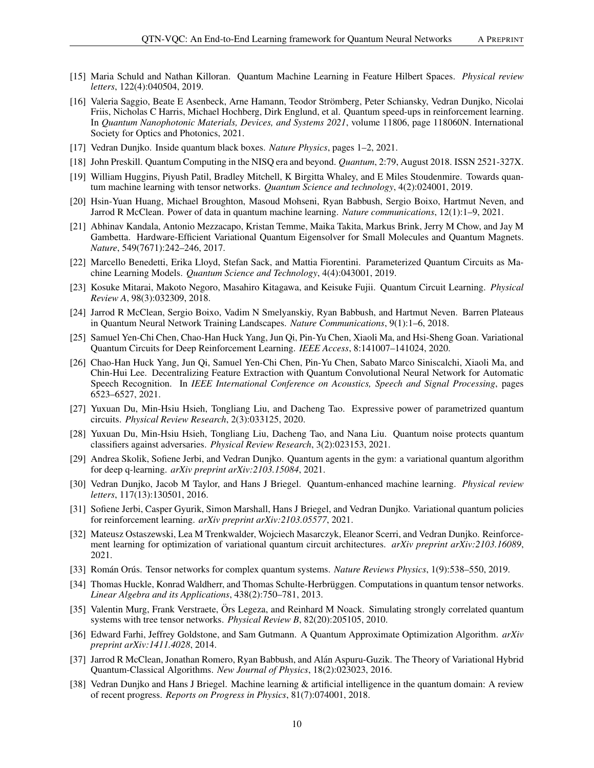[15] Maria Schuld and Nathan Killoran. Quantum Machine Learning in Feature Hilbert Spaces. *Physical review letters*, 122(4):040504, 2019.

[16] Valeria Saggio, Beate E Asenbeck, Arne Hamann, Teodor Strömberg, Peter Schiansky, Vedran Dunjko, Nicolai Friis, Nicholas C Harris, Michael Hochberg, Dirk Englund, et al. Quantum speed-ups in reinforcement learning. In *Quantum Nanophotonic Materials, Devices, and Systems 2021*, volume 11806, page 118060N. International Society for Optics and Photonics, 2021.

[17] Vedran Dunjko. Inside quantum black boxes. *Nature Physics*, pages 1–2, 2021.

[18] John Preskill. Quantum Computing in the NISQ era and beyond. *Quantum*, 2:79, August 2018. ISSN 2521-327X.

[19] William Huggins, Piyush Patil, Bradley Mitchell, K Birgitta Whaley, and E Miles Stoudenmire. Towards quantum machine learning with tensor networks. *Quantum Science and technology*, 4(2):024001, 2019.

[20] Hsin-Yuan Huang, Michael Broughton, Masoud Mohseni, Ryan Babbush, Sergio Boixo, Hartmut Neven, and Jarrod R McClean. Power of data in quantum machine learning. *Nature communications*, 12(1):1–9, 2021.

[21] Abhinav Kandala, Antonio Mezzacapo, Kristan Temme, Maika Takita, Markus Brink, Jerry M Chow, and Jay M Gambetta. Hardware-Efficient Variational Quantum Eigensolver for Small Molecules and Quantum Magnets. *Nature*, 549(7671):242–246, 2017.

[22] Marcello Benedetti, Erika Lloyd, Stefan Sack, and Mattia Fiorentini. Parameterized Quantum Circuits as Machine Learning Models. *Quantum Science and Technology*, 4(4):043001, 2019.

[23] Kosuke Mitarai, Makoto Negoro, Masahiro Kitagawa, and Keisuke Fujii. Quantum Circuit Learning. *Physical Review A*, 98(3):032309, 2018.

[24] Jarrod R McClean, Sergio Boixo, Vadim N Smelyanskiy, Ryan Babbush, and Hartmut Neven. Barren Plateaus in Quantum Neural Network Training Landscapes. *Nature Communications*, 9(1):1–6, 2018.

[25] Samuel Yen-Chi Chen, Chao-Han Huck Yang, Jun Qi, Pin-Yu Chen, Xiaoli Ma, and Hsi-Sheng Goan. Variational Quantum Circuits for Deep Reinforcement Learning. *IEEE Access*, 8:141007–141024, 2020.

[26] Chao-Han Huck Yang, Jun Qi, Samuel Yen-Chi Chen, Pin-Yu Chen, Sabato Marco Siniscalchi, Xiaoli Ma, and Chin-Hui Lee. Decentralizing Feature Extraction with Quantum Convolutional Neural Network for Automatic Speech Recognition. In *IEEE International Conference on Acoustics, Speech and Signal Processing*, pages 6523–6527, 2021.

[27] Yuxuan Du, Min-Hsiu Hsieh, Tongliang Liu, and Dacheng Tao. Expressive power of parametrized quantum circuits. *Physical Review Research*, 2(3):033125, 2020.

[28] Yuxuan Du, Min-Hsiu Hsieh, Tongliang Liu, Dacheng Tao, and Nana Liu. Quantum noise protects quantum classifiers against adversaries. *Physical Review Research*, 3(2):023153, 2021.

[29] Andrea Skolik, Sofiene Jerbi, and Vedran Dunjko. Quantum agents in the gym: a variational quantum algorithm for deep q-learning. *arXiv preprint arXiv:2103.15084*, 2021.

[30] Vedran Dunjko, Jacob M Taylor, and Hans J Briegel. Quantum-enhanced machine learning. *Physical review letters*, 117(13):130501, 2016.

[31] Sofiene Jerbi, Casper Gyurik, Simon Marshall, Hans J Briegel, and Vedran Dunjko. Variational quantum policies for reinforcement learning. *arXiv preprint arXiv:2103.05577*, 2021.

[32] Mateusz Ostaszewski, Lea M Trenkwalder, Wojciech Masarczyk, Eleanor Scerri, and Vedran Dunjko. Reinforcement learning for optimization of variational quantum circuit architectures. *arXiv preprint arXiv:2103.16089*, 2021.

[33] Román Orús. Tensor networks for complex quantum systems. *Nature Reviews Physics*, 1(9):538–550, 2019.

[34] Thomas Huckle, Konrad Waldherr, and Thomas Schulte-Herbrüggen. Computations in quantum tensor networks. *Linear Algebra and its Applications*, 438(2):750–781, 2013.

[35] Valentin Murg, Frank Verstraete, Örs Legeza, and Reinhard M Noack. Simulating strongly correlated quantum systems with tree tensor networks. *Physical Review B*, 82(20):205105, 2010.

[36] Edward Farhi, Jeffrey Goldstone, and Sam Gutmann. A Quantum Approximate Optimization Algorithm. *arXiv preprint arXiv:1411.4028*, 2014.

[37] Jarrod R McClean, Jonathan Romero, Ryan Babbush, and Alán Aspuru-Guzik. The Theory of Variational Hybrid Quantum-Classical Algorithms. *New Journal of Physics*, 18(2):023023, 2016.

[38] Vedran Dunjko and Hans J Briegel. Machine learning & artificial intelligence in the quantum domain: A review of recent progress. *Reports on Progress in Physics*, 81(7):074001, 2018.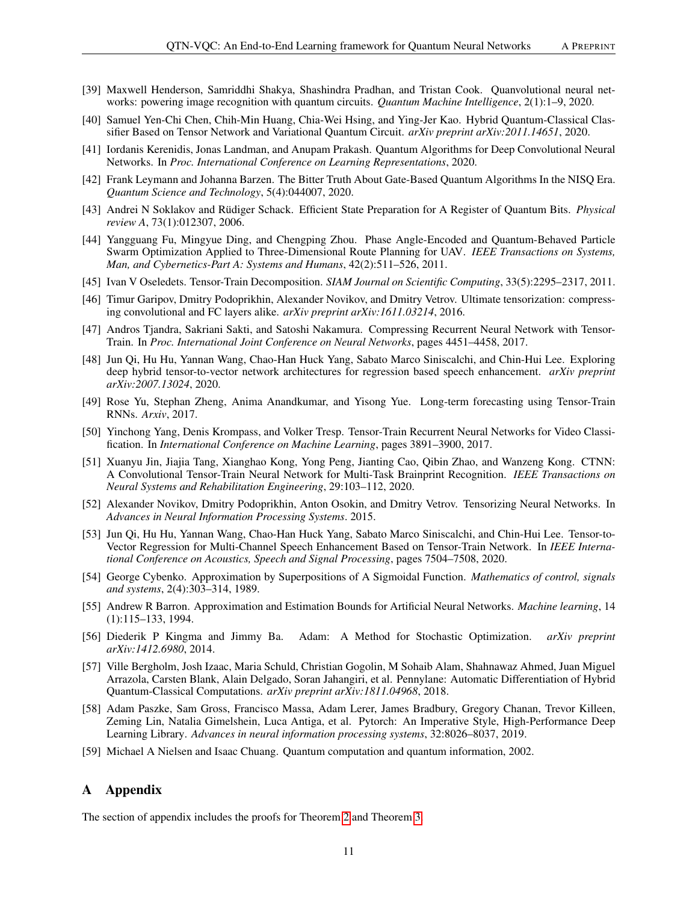[39] Maxwell Henderson, Samriddhi Shakya, Shashindra Pradhan, and Tristan Cook. Quanvolutional neural networks: powering image recognition with quantum circuits. *Quantum Machine Intelligence*, 2(1):1–9, 2020.

[40] Samuel Yen-Chi Chen, Chih-Min Huang, Chia-Wei Hsing, and Ying-Jer Kao. Hybrid Quantum-Classical Classifier Based on Tensor Network and Variational Quantum Circuit. *arXiv preprint arXiv:2011.14651*, 2020.

[41] Iordanis Kerenidis, Jonas Landman, and Anupam Prakash. Quantum Algorithms for Deep Convolutional Neural Networks. In *Proc. International Conference on Learning Representations*, 2020.

[42] Frank Leymann and Johanna Barzen. The Bitter Truth About Gate-Based Quantum Algorithms In the NISQ Era. *Quantum Science and Technology*, 5(4):044007, 2020.

[43] Andrei N Soklakov and Rüdiger Schack. Efficient State Preparation for A Register of Quantum Bits. *Physical review A*, 73(1):012307, 2006.

[44] Yangguang Fu, Mingyue Ding, and Chengping Zhou. Phase Angle-Encoded and Quantum-Behaved Particle Swarm Optimization Applied to Three-Dimensional Route Planning for UAV. *IEEE Transactions on Systems, Man, and Cybernetics-Part A: Systems and Humans*, 42(2):511–526, 2011.

[45] Ivan V Oseledets. Tensor-Train Decomposition. *SIAM Journal on Scientific Computing*, 33(5):2295–2317, 2011.

[46] Timur Garipov, Dmitry Podoprikhin, Alexander Novikov, and Dmitry Vetrov. Ultimate tensorization: compressing convolutional and FC layers alike. *arXiv preprint arXiv:1611.03214*, 2016.

[47] Andros Tjandra, Sakriani Sakti, and Satoshi Nakamura. Compressing Recurrent Neural Network with Tensor-Train. In *Proc. International Joint Conference on Neural Networks*, pages 4451–4458, 2017.

[48] Jun Qi, Hu Hu, Yannan Wang, Chao-Han Huck Yang, Sabato Marco Siniscalchi, and Chin-Hui Lee. Exploring deep hybrid tensor-to-vector network architectures for regression based speech enhancement. *arXiv preprint arXiv:2007.13024*, 2020.

[49] Rose Yu, Stephan Zheng, Anima Anandkumar, and Yisong Yue. Long-term forecasting using Tensor-Train RNNs. *Arxiv*, 2017.

[50] Yinchong Yang, Denis Krompass, and Volker Tresp. Tensor-Train Recurrent Neural Networks for Video Classification. In *International Conference on Machine Learning*, pages 3891–3900, 2017.

[51] Xuanyu Jin, Jiajia Tang, Xianghao Kong, Yong Peng, Jianting Cao, Qibin Zhao, and Wanzeng Kong. CTNN: A Convolutional Tensor-Train Neural Network for Multi-Task Brainprint Recognition. *IEEE Transactions on Neural Systems and Rehabilitation Engineering*, 29:103–112, 2020.

[52] Alexander Novikov, Dmitry Podoprikhin, Anton Osokin, and Dmitry Vetrov. Tensorizing Neural Networks. In *Advances in Neural Information Processing Systems*. 2015.

[53] Jun Qi, Hu Hu, Yannan Wang, Chao-Han Huck Yang, Sabato Marco Siniscalchi, and Chin-Hui Lee. Tensor-to-Vector Regression for Multi-Channel Speech Enhancement Based on Tensor-Train Network. In *IEEE International Conference on Acoustics, Speech and Signal Processing*, pages 7504–7508, 2020.

[54] George Cybenko. Approximation by Superpositions of A Sigmoidal Function. *Mathematics of control, signals and systems*, 2(4):303–314, 1989.

[55] Andrew R Barron. Approximation and Estimation Bounds for Artificial Neural Networks. *Machine learning*, 14 (1):115–133, 1994.

[56] Diederik P Kingma and Jimmy Ba. Adam: A Method for Stochastic Optimization. *arXiv preprint arXiv:1412.6980*, 2014.

[57] Ville Bergholm, Josh Izaac, Maria Schuld, Christian Gogolin, M Sohaib Alam, Shahnawaz Ahmed, Juan Miguel Arrazola, Carsten Blank, Alain Delgado, Soran Jahangiri, et al. Pennylane: Automatic Differentiation of Hybrid Quantum-Classical Computations. *arXiv preprint arXiv:1811.04968*, 2018.

[58] Adam Paszke, Sam Gross, Francisco Massa, Adam Lerer, James Bradbury, Gregory Chanan, Trevor Killeen, Zeming Lin, Natalia Gimelshein, Luca Antiga, et al. Pytorch: An Imperative Style, High-Performance Deep Learning Library. *Advances in neural information processing systems*, 32:8026–8037, 2019.

[59] Michael A Nielsen and Isaac Chuang. Quantum computation and quantum information, 2002.

# A Appendix

The section of appendix includes the proofs for Theorem 2 and Theorem 3.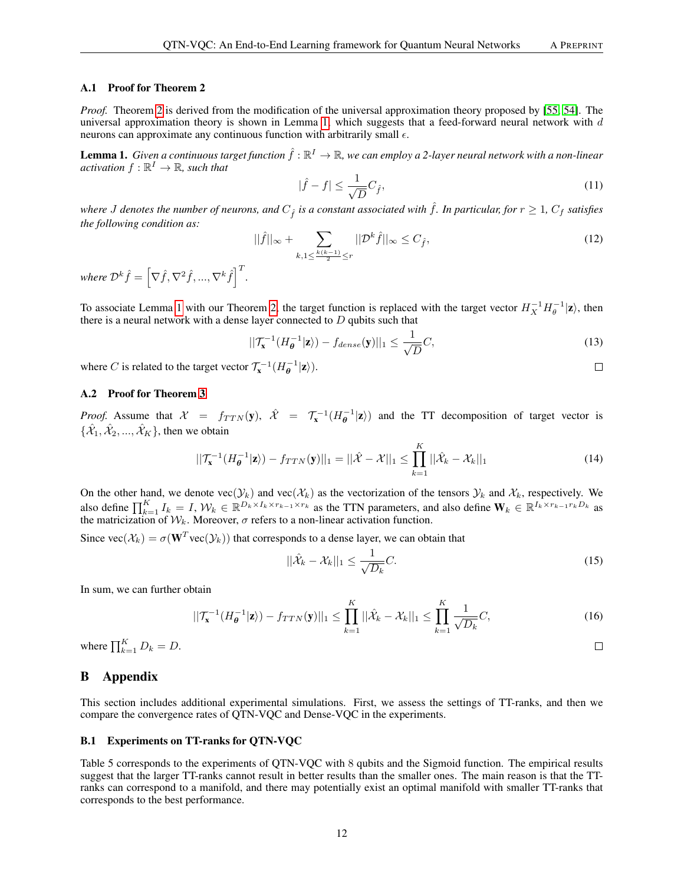### A.1 Proof for Theorem 2

*Proof.* Theorem 2 is derived from the modification of the universal approximation theory proposed by [55, 54]. The universal approximation theory is shown in Lemma 1, which suggests that a feed-forward neural network with $d$ neurons can approximate any continuous function with arbitrarily small $\epsilon$.

**Lemma 1.** *Given a continuous target function $\hat{f}: \mathbb{R}^I \rightarrow \mathbb{R}$, we can employ a 2-layer neural network with a non-linear activation $f: \mathbb{R}^I \rightarrow \mathbb{R}$, such that*

$$|\hat{f} - f| \leq \frac{1}{\sqrt{D}} C_{\hat{f}}, \tag{11}$$

*where $J$ denotes the number of neurons, and $C_{\hat{f}}$ is a constant associated with $\hat{f}$. In particular, for $r \geq 1$, $C_f$ satisfies the following condition as:*

$$||\hat{f}||_{\infty} + \sum_{k, 1 \leq \frac{k(k-1)}{2} \leq r} ||\mathcal{D}^k \hat{f}||_{\infty} \leq C_{\hat{f}}, \tag{12}$$

*where $\mathcal{D}^k \hat{f} = \left[\nabla \hat{f}, \nabla^2 \hat{f}, ..., \nabla^k \hat{f}\right]^T$.*

To associate Lemma 1 with our Theorem 2, the target function is replaced with the target vector $H_X^{-1} H_{\theta}^{-1} |\mathbf{z}\rangle$, then there is a neural network with a dense layer connected to $D$ qubits such that

$$||\mathcal{T}_{\mathbf{x}}^{-1}(H_{\boldsymbol{\theta}}^{-1}|\mathbf{z}\rangle) - f_{dense}(\mathbf{y})||_1 \leq \frac{1}{\sqrt{D}} C, \tag{13}$$

where $C$ is related to the target vector $\mathcal{T}_{\mathbf{x}}^{-1}(H_{\boldsymbol{\theta}}^{-1}|\mathbf{z}\rangle)$. $\square$

### A.2 Proof for Theorem 3

*Proof.* Assume that $\mathcal{X} = f_{TTN}(\mathbf{y})$, $\hat{\mathcal{X}} = \mathcal{T}_{\mathbf{x}}^{-1}(H_{\boldsymbol{\theta}}^{-1}|\mathbf{z}\rangle)$ and the TT decomposition of target vector is $\{\hat{\mathcal{X}}_1, \hat{\mathcal{X}}_2, ..., \hat{\mathcal{X}}_K\}$, then we obtain

$$||\mathcal{T}_{\mathbf{x}}^{-1}(H_{\boldsymbol{\theta}}^{-1}|\mathbf{z}\rangle) - f_{TTN}(\mathbf{y})||_1 = ||\hat{\mathcal{X}} - \mathcal{X}||_1 \leq \prod_{k=1}^{K} ||\hat{\mathcal{X}}_k - \mathcal{X}_k||_1 \tag{14}$$

On the other hand, we denote vec$(\mathcal{Y}_k)$ and vec$(\mathcal{X}_k)$ as the vectorization of the tensors $\mathcal{Y}_k$ and $\mathcal{X}_k$, respectively. We also define $\prod_{k=1}^{K} I_k = I$, $\mathcal{W}_k \in \mathbb{R}^{D_k \times I_k \times r_{k-1} \times r_k}$ as the TTN parameters, and also define $\mathbf{W}_k \in \mathbb{R}^{I_k \times r_{k-1} r_k D_k}$ as the matricization of $\mathcal{W}_k$. Moreover, $\sigma$ refers to a non-linear activation function.

Since vec$(\mathcal{X}_k) = \sigma(\mathbf{W}^T \text{vec}(\mathcal{Y}_k))$ that corresponds to a dense layer, we can obtain that

$$||\hat{\mathcal{X}}_k - \mathcal{X}_k||_1 \leq \frac{1}{\sqrt{D_k}} C. \tag{15}$$

In sum, we can further obtain

$$||\mathcal{T}_{\mathbf{x}}^{-1}(H_{\boldsymbol{\theta}}^{-1}|\mathbf{z}\rangle) - f_{TTN}(\mathbf{y})||_1 \leq \prod_{k=1}^{K} ||\hat{\mathcal{X}}_k - \mathcal{X}_k||_1 \leq \prod_{k=1}^{K} \frac{1}{\sqrt{D_k}} C, \tag{16}$$

where $\prod_{k=1}^{K} D_k = D$. $\square$

# B Appendix

This section includes additional experimental simulations. First, we assess the settings of TT-ranks, and then we compare the convergence rates of QTN-VQC and Dense-VQC in the experiments.

### B.1 Experiments on TT-ranks for QTN-VQC

Table 5 corresponds to the experiments of QTN-VQC with 8 qubits and the Sigmoid function. The empirical results suggest that the larger TT-ranks cannot result in better results than the smaller ones. The main reason is that the TT-ranks can correspond to a manifold, and there may potentially exist an optimal manifold with smaller TT-ranks that corresponds to the best performance.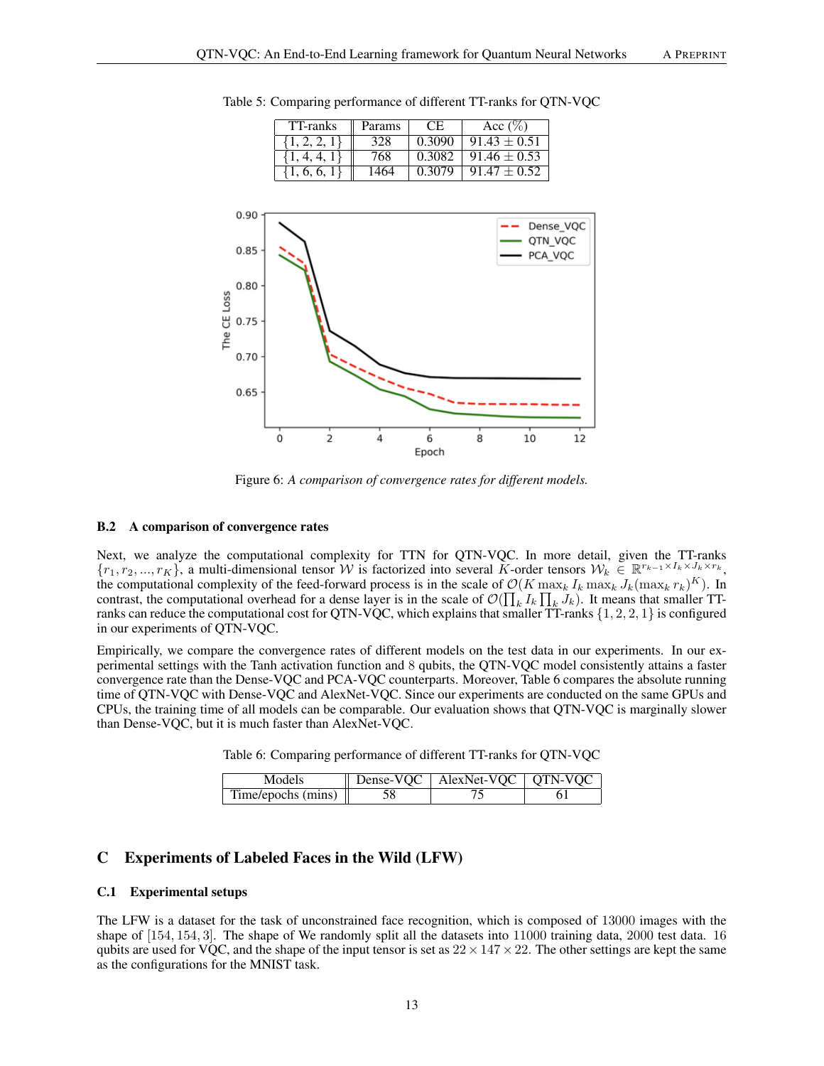Table 5: Comparing performance of different TT-ranks for QTN-VQC

| TT-ranks | Params | CE | Acc (%) |
|---|---|---|---|
| {1, 2, 2, 1} | 328 | 0.3090 | 91.43 ± 0.51 |
| {1, 4, 4, 1} | 768 | 0.3082 | 91.46 ± 0.53 |
| {1, 6, 6, 1} | 1464 | 0.3079 | 91.47 ± 0.52 |

Figure 6: *A comparison of convergence rates for different models.*

### B.2 A comparison of convergence rates

Next, we analyze the computational complexity for TTN for QTN-VQC. In more detail, given the TT-ranks $\{r_1, r_2, ..., r_K\}$, a multi-dimensional tensor $\mathcal{W}$ is factorized into several $K$-order tensors $\mathcal{W}_k \in \mathbb{R}^{r_{k-1} \times I_k \times J_k \times r_k}$, the computational complexity of the feed-forward process is in the scale of $\mathcal{O}(K \max_k I_k \max_k J_k (\max_k r_k)^K)$. In contrast, the computational overhead for a dense layer is in the scale of $\mathcal{O}(\prod_k I_k \prod_k J_k)$. It means that smaller TT-ranks can reduce the computational cost for QTN-VQC, which explains that smaller TT-ranks $\{1, 2, 2, 1\}$ is configured in our experiments of QTN-VQC.

Empirically, we compare the convergence rates of different models on the test data in our experiments. In our experimental settings with the Tanh activation function and 8 qubits, the QTN-VQC model consistently attains a faster convergence rate than the Dense-VQC and PCA-VQC counterparts. Moreover, Table 6 compares the absolute running time of QTN-VQC with Dense-VQC and AlexNet-VQC. Since our experiments are conducted on the same GPUs and CPUs, the training time of all models can be comparable. Our evaluation shows that QTN-VQC is marginally slower than Dense-VQC, but it is much faster than AlexNet-VQC.

Table 6: Comparing performance of different TT-ranks for QTN-VQC

| Models | Dense-VQC | AlexNet-VQC | QTN-VQC |
|---|---|---|---|
| Time/epochs (mins) | 58 | 75 | 61 |

## C Experiments of Labeled Faces in the Wild (LFW)

### C.1 Experimental setups

The LFW is a dataset for the task of unconstrained face recognition, which is composed of 13000 images with the shape of $[154, 154, 3]$. The shape of We randomly split all the datasets into 11000 training data, 2000 test data. 16 qubits are used for VQC, and the shape of the input tensor is set as $22 \times 147 \times 22$. The other settings are kept the same as the configurations for the MNIST task.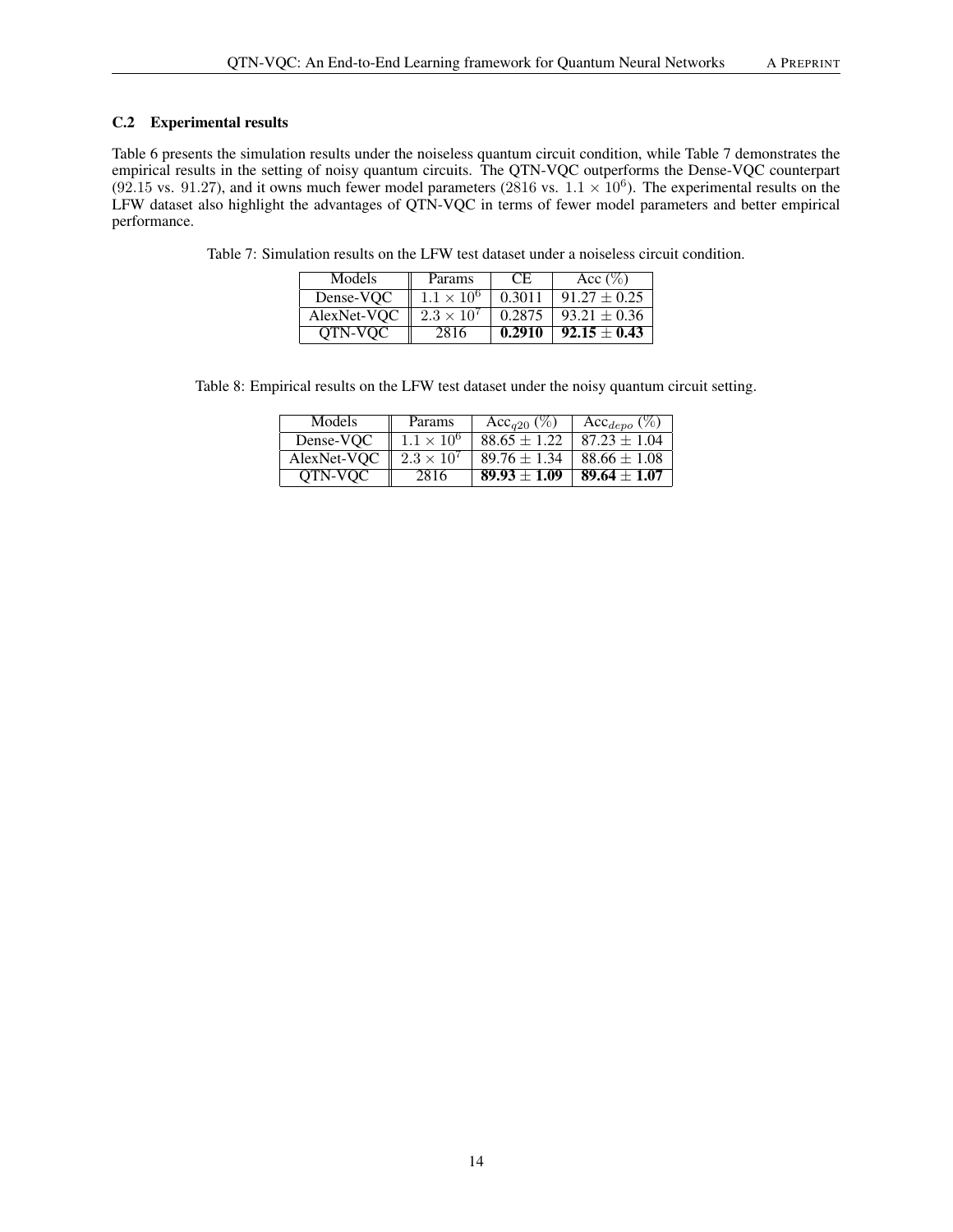### C.2 Experimental results

Table 6 presents the simulation results under the noiseless quantum circuit condition, while Table 7 demonstrates the empirical results in the setting of noisy quantum circuits. The QTN-VQC outperforms the Dense-VQC counterpart (92.15 vs. 91.27), and it owns much fewer model parameters (2816 vs. $1.1 \times 10^6$). The experimental results on the LFW dataset also highlight the advantages of QTN-VQC in terms of fewer model parameters and better empirical performance.

Table 7: Simulation results on the LFW test dataset under a noiseless circuit condition.

| Models | Params | CE | Acc (%) |
|---|---|---|---|
| Dense-VQC | $1.1 \times 10^6$ | 0.3011 | $91.27 \pm 0.25$ |
| AlexNet-VQC | $2.3 \times 10^7$ | 0.2875 | $93.21 \pm 0.36$ |
| QTN-VQC | 2816 | **0.2910** | $\mathbf{92.15 \pm 0.43}$ |

Table 8: Empirical results on the LFW test dataset under the noisy quantum circuit setting.

| Models | Params | $\text{Acc}_{q20}$ (%) | $\text{Acc}_{depo}$ (%) |
|---|---|---|---|
| Dense-VQC | $1.1 \times 10^6$ | $88.65 \pm 1.22$ | $87.23 \pm 1.04$ |
| AlexNet-VQC | $2.3 \times 10^7$ | $89.76 \pm 1.34$ | $88.66 \pm 1.08$ |
| QTN-VQC | 2816 | $\mathbf{89.93 \pm 1.09}$ | $\mathbf{89.64 \pm 1.07}$ |